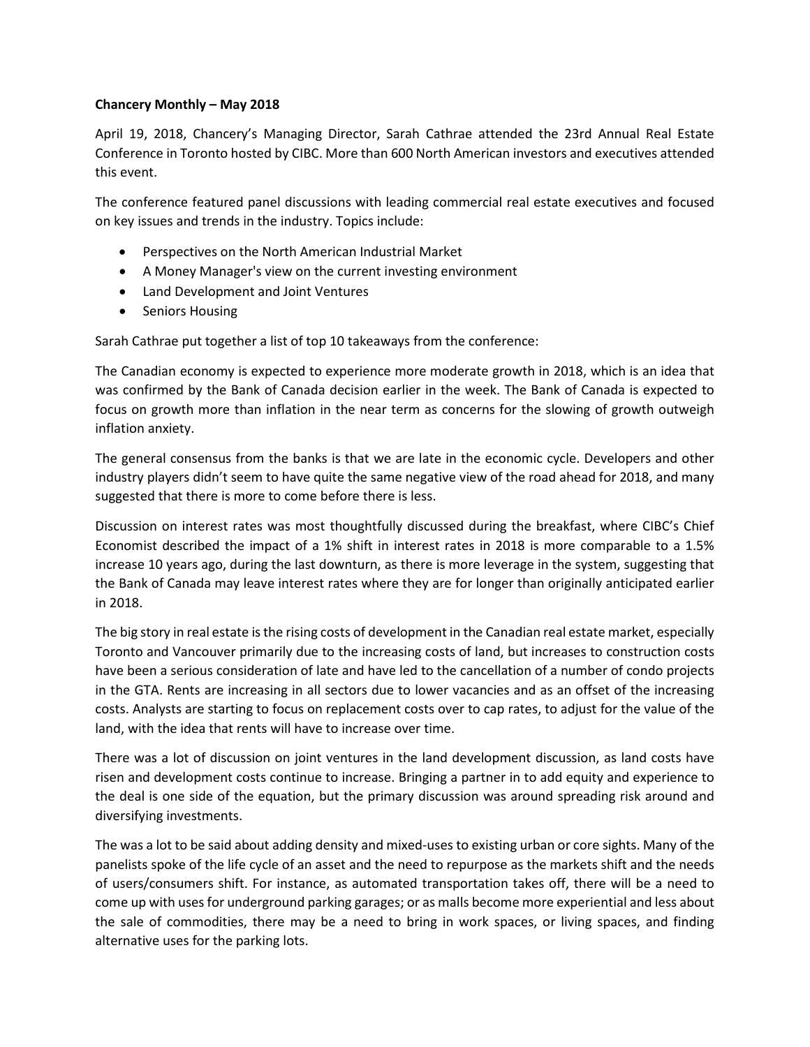**Chancery Monthly – May 2018**

April 19, 2018, Chancery's Managing Director, Sarah Cathrae attended the 23rd Annual Real Estate Conference in Toronto hosted by CIBC. More than 600 North American investors and executives attended this event.

The conference featured panel discussions with leading commercial real estate executives and focused on key issues and trends in the industry. Topics include:

- Perspectives on the North American Industrial Market
- A Money Manager's view on the current investing environment
- Land Development and Joint Ventures
- Seniors Housing

Sarah Cathrae put together a list of top 10 takeaways from the conference:

The Canadian economy is expected to experience more moderate growth in 2018, which is an idea that was confirmed by the Bank of Canada decision earlier in the week. The Bank of Canada is expected to focus on growth more than inflation in the near term as concerns for the slowing of growth outweigh inflation anxiety.

The general consensus from the banks is that we are late in the economic cycle. Developers and other industry players didn't seem to have quite the same negative view of the road ahead for 2018, and many suggested that there is more to come before there is less.

Discussion on interest rates was most thoughtfully discussed during the breakfast, where CIBC's Chief Economist described the impact of a 1% shift in interest rates in 2018 is more comparable to a 1.5% increase 10 years ago, during the last downturn, as there is more leverage in the system, suggesting that the Bank of Canada may leave interest rates where they are for longer than originally anticipated earlier in 2018.

The big story in real estate is the rising costs of development in the Canadian real estate market, especially Toronto and Vancouver primarily due to the increasing costs of land, but increases to construction costs have been a serious consideration of late and have led to the cancellation of a number of condo projects in the GTA. Rents are increasing in all sectors due to lower vacancies and as an offset of the increasing costs. Analysts are starting to focus on replacement costs over to cap rates, to adjust for the value of the land, with the idea that rents will have to increase over time.

There was a lot of discussion on joint ventures in the land development discussion, as land costs have risen and development costs continue to increase. Bringing a partner in to add equity and experience to the deal is one side of the equation, but the primary discussion was around spreading risk around and diversifying investments.

The was a lot to be said about adding density and mixed-uses to existing urban or core sights. Many of the panelists spoke of the life cycle of an asset and the need to repurpose as the markets shift and the needs of users/consumers shift. For instance, as automated transportation takes off, there will be a need to come up with uses for underground parking garages; or as malls become more experiential and less about the sale of commodities, there may be a need to bring in work spaces, or living spaces, and finding alternative uses for the parking lots.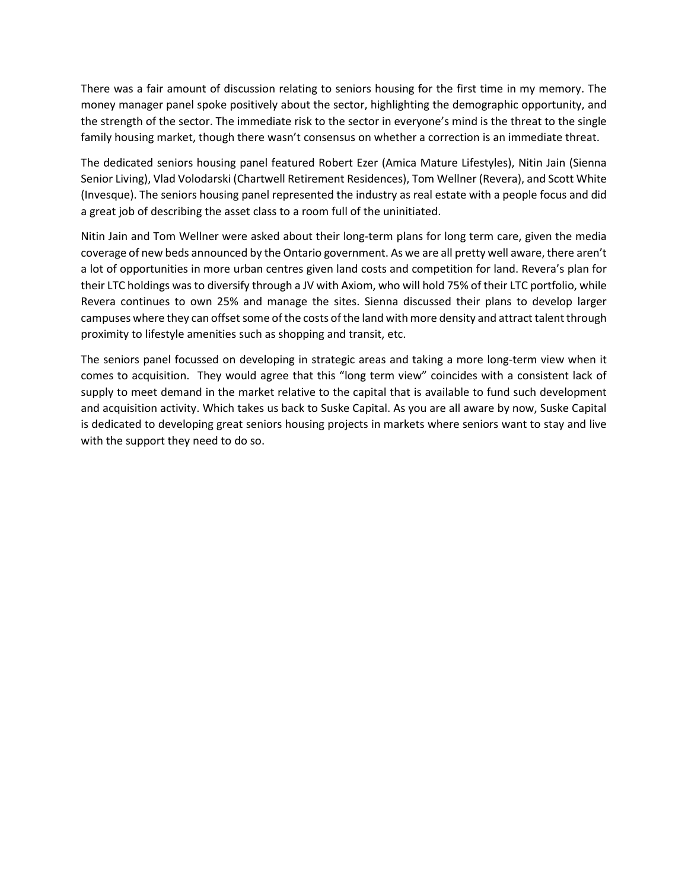There was a fair amount of discussion relating to seniors housing for the first time in my memory. The money manager panel spoke positively about the sector, highlighting the demographic opportunity, and the strength of the sector. The immediate risk to the sector in everyone's mind is the threat to the single family housing market, though there wasn't consensus on whether a correction is an immediate threat.

The dedicated seniors housing panel featured Robert Ezer (Amica Mature Lifestyles), Nitin Jain (Sienna Senior Living), Vlad Volodarski (Chartwell Retirement Residences), Tom Wellner (Revera), and Scott White (Invesque). The seniors housing panel represented the industry as real estate with a people focus and did a great job of describing the asset class to a room full of the uninitiated.

Nitin Jain and Tom Wellner were asked about their long-term plans for long term care, given the media coverage of new beds announced by the Ontario government. As we are all pretty well aware, there aren't a lot of opportunities in more urban centres given land costs and competition for land. Revera's plan for their LTC holdings was to diversify through a JV with Axiom, who will hold 75% of their LTC portfolio, while Revera continues to own 25% and manage the sites. Sienna discussed their plans to develop larger campuses where they can offset some of the costs of the land with more density and attract talent through proximity to lifestyle amenities such as shopping and transit, etc.

The seniors panel focussed on developing in strategic areas and taking a more long-term view when it comes to acquisition. They would agree that this "long term view" coincides with a consistent lack of supply to meet demand in the market relative to the capital that is available to fund such development and acquisition activity. Which takes us back to Suske Capital. As you are all aware by now, Suske Capital is dedicated to developing great seniors housing projects in markets where seniors want to stay and live with the support they need to do so.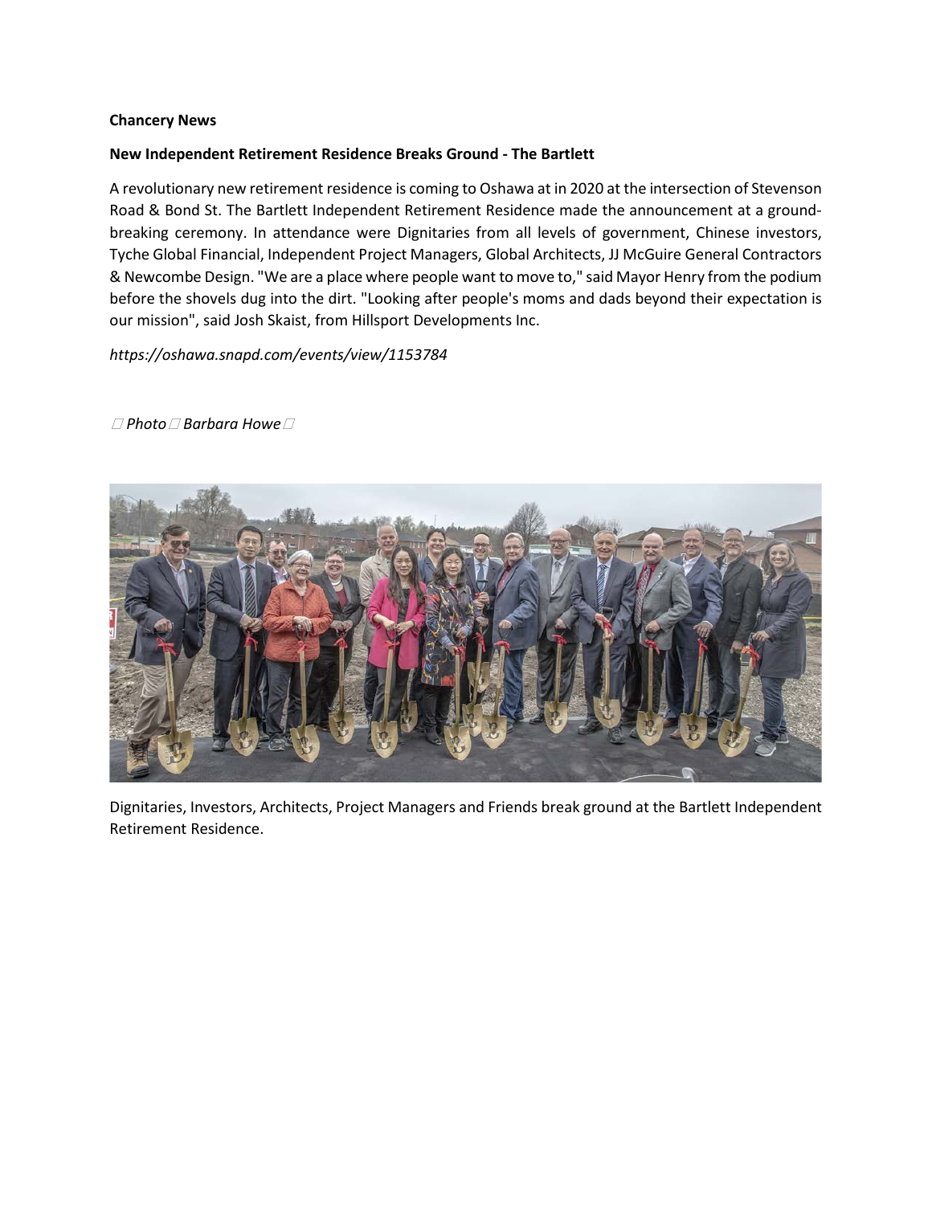**Chancery News**

**New Independent Retirement Residence Breaks Ground - The Bartlett**

A revolutionary new retirement residence is coming to Oshawa at in 2020 at the intersection of Stevenson Road & Bond St. The Bartlett Independent Retirement Residence made the announcement at a ground-breaking ceremony. In attendance were Dignitaries from all levels of government, Chinese investors, Tyche Global Financial, Independent Project Managers, Global Architects, JJ McGuire General Contractors & Newcombe Design. "We are a place where people want to move to," said Mayor Henry from the podium before the shovels dug into the dirt. "Looking after people's moms and dads beyond their expectation is our mission", said Josh Skaist, from Hillsport Developments Inc.

*https://oshawa.snapd.com/events/view/1153784*

*Photo Barbara Howe*

Dignitaries, Investors, Architects, Project Managers and Friends break ground at the Bartlett Independent Retirement Residence.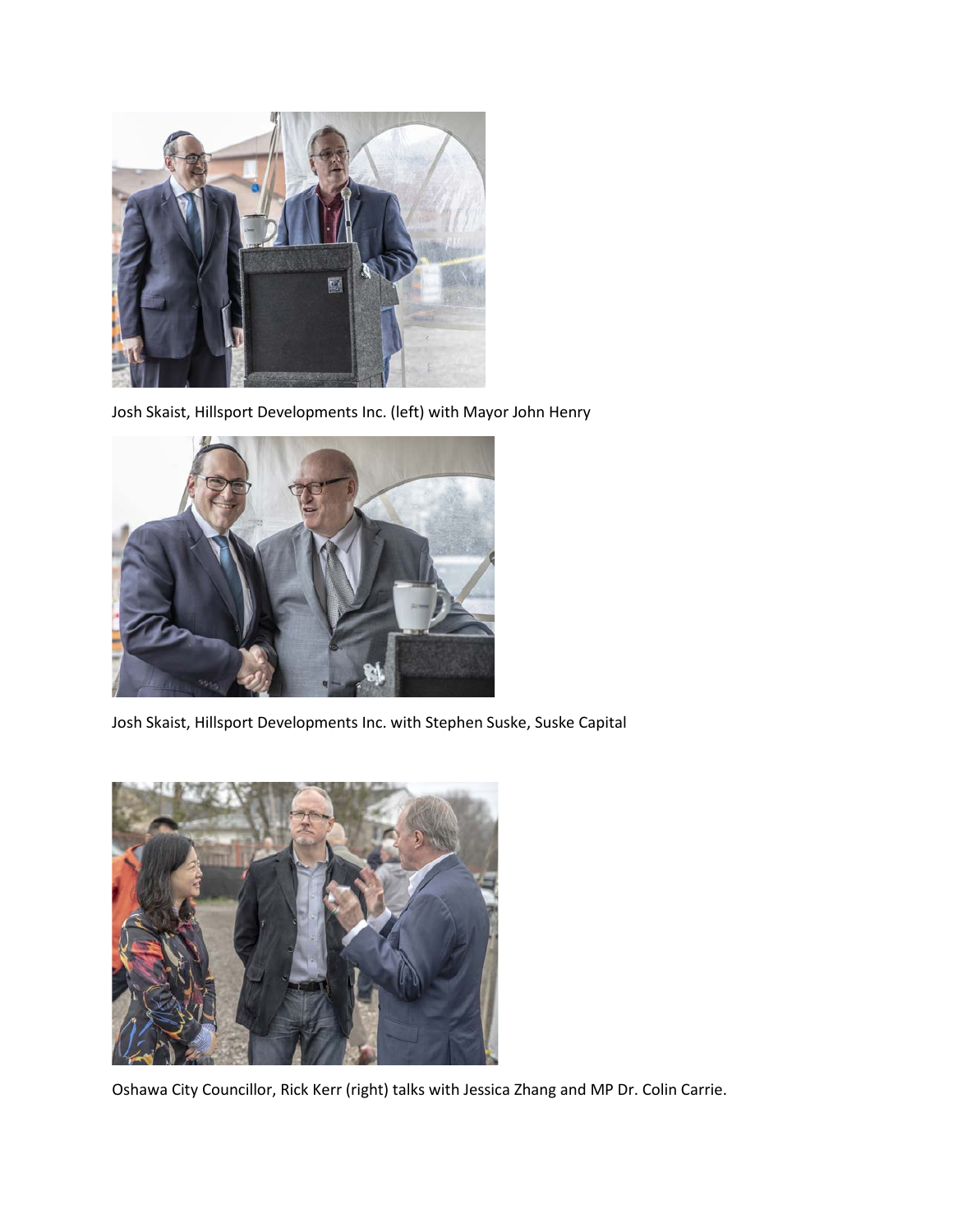Josh Skaist, Hillsport Developments Inc. (left) with Mayor John Henry

Josh Skaist, Hillsport Developments Inc. with Stephen Suske, Suske Capital

Oshawa City Councillor, Rick Kerr (right) talks with Jessica Zhang and MP Dr. Colin Carrie.